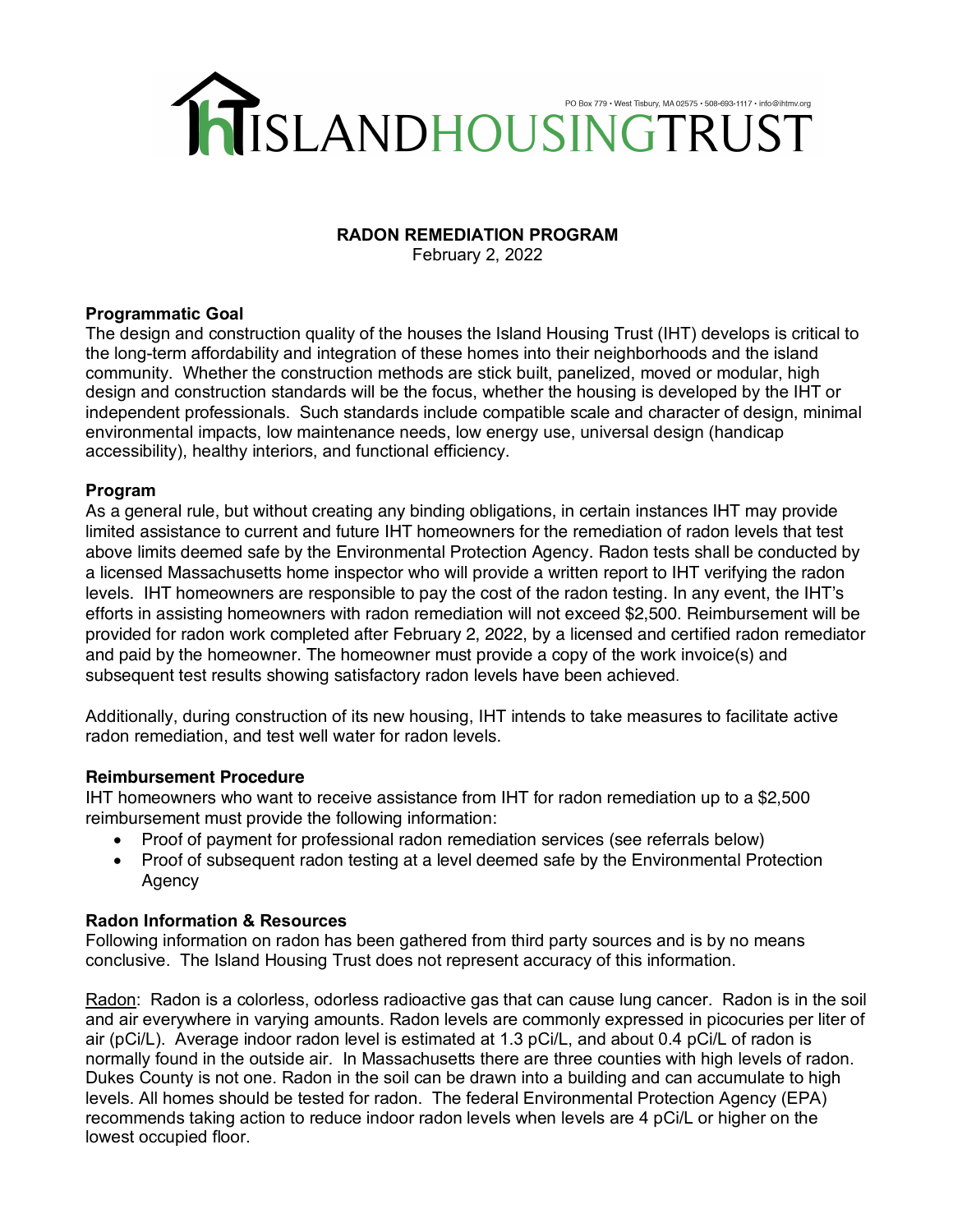# ISLAND HOUSING TRUST

PO Box 779 • West Tisbury, MA 02575 • 508-693-1117 • info@ihtmv.org

## RADON REMEDIATION PROGRAM

February 2, 2022

### Programmatic Goal

The design and construction quality of the houses the Island Housing Trust (IHT) develops is critical to the long-term affordability and integration of these homes into their neighborhoods and the island community. Whether the construction methods are stick built, panelized, moved or modular, high design and construction standards will be the focus, whether the housing is developed by the IHT or independent professionals. Such standards include compatible scale and character of design, minimal environmental impacts, low maintenance needs, low energy use, universal design (handicap accessibility), healthy interiors, and functional efficiency.

### Program

As a general rule, but without creating any binding obligations, in certain instances IHT may provide limited assistance to current and future IHT homeowners for the remediation of radon levels that test above limits deemed safe by the Environmental Protection Agency. Radon tests shall be conducted by a licensed Massachusetts home inspector who will provide a written report to IHT verifying the radon levels. IHT homeowners are responsible to pay the cost of the radon testing. In any event, the IHT's efforts in assisting homeowners with radon remediation will not exceed $2,500. Reimbursement will be provided for radon work completed after February 2, 2022, by a licensed and certified radon remediator and paid by the homeowner. The homeowner must provide a copy of the work invoice(s) and subsequent test results showing satisfactory radon levels have been achieved.

Additionally, during construction of its new housing, IHT intends to take measures to facilitate active radon remediation, and test well water for radon levels.

### Reimbursement Procedure

IHT homeowners who want to receive assistance from IHT for radon remediation up to a $2,500 reimbursement must provide the following information:

- Proof of payment for professional radon remediation services (see referrals below)
- Proof of subsequent radon testing at a level deemed safe by the Environmental Protection Agency

### Radon Information & Resources

Following information on radon has been gathered from third party sources and is by no means conclusive. The Island Housing Trust does not represent accuracy of this information.

<u>Radon</u>: Radon is a colorless, odorless radioactive gas that can cause lung cancer. Radon is in the soil and air everywhere in varying amounts. Radon levels are commonly expressed in picocuries per liter of air (pCi/L). Average indoor radon level is estimated at 1.3 pCi/L, and about 0.4 pCi/L of radon is normally found in the outside air. In Massachusetts there are three counties with high levels of radon. Dukes County is not one. Radon in the soil can be drawn into a building and can accumulate to high levels. All homes should be tested for radon. The federal Environmental Protection Agency (EPA) recommends taking action to reduce indoor radon levels when levels are 4 pCi/L or higher on the lowest occupied floor.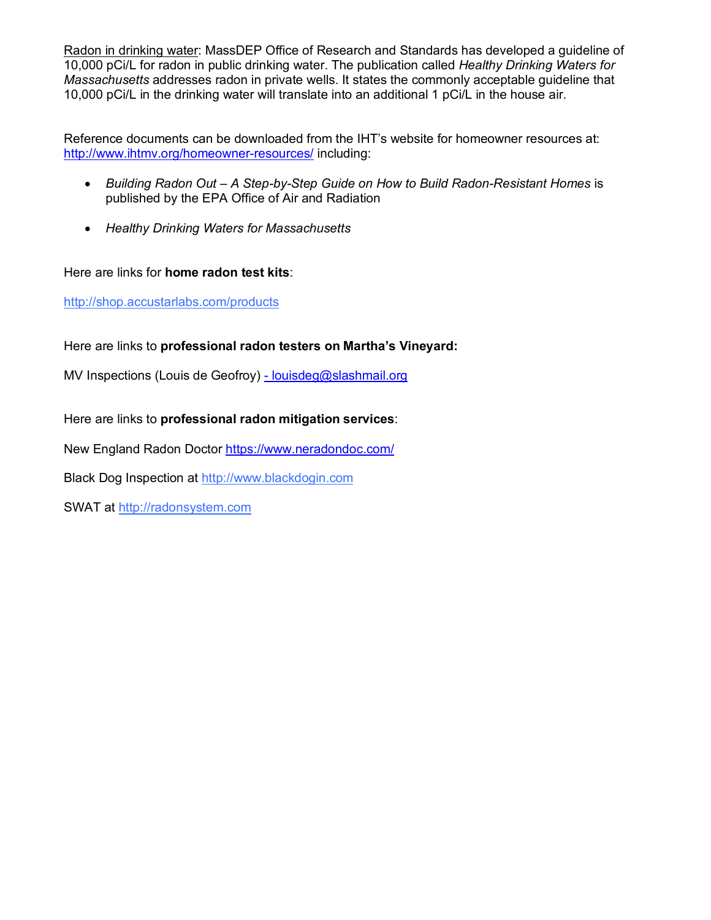<u>Radon in drinking water</u>: MassDEP Office of Research and Standards has developed a guideline of 10,000 pCi/L for radon in public drinking water. The publication called *Healthy Drinking Waters for Massachusetts* addresses radon in private wells. It states the commonly acceptable guideline that 10,000 pCi/L in the drinking water will translate into an additional 1 pCi/L in the house air.

Reference documents can be downloaded from the IHT's website for homeowner resources at: http://www.ihtmv.org/homeowner-resources/ including:

- *Building Radon Out – A Step-by-Step Guide on How to Build Radon-Resistant Homes* is published by the EPA Office of Air and Radiation
- *Healthy Drinking Waters for Massachusetts*

Here are links for **home radon test kits**:

http://shop.accustarlabs.com/products

Here are links to **professional radon testers on Martha's Vineyard:**

MV Inspections (Louis de Geofroy) - louisdeg@slashmail.org

Here are links to **professional radon mitigation services**:

New England Radon Doctor https://www.neradondoc.com/

Black Dog Inspection at http://www.blackdogin.com

SWAT at http://radonsystem.com